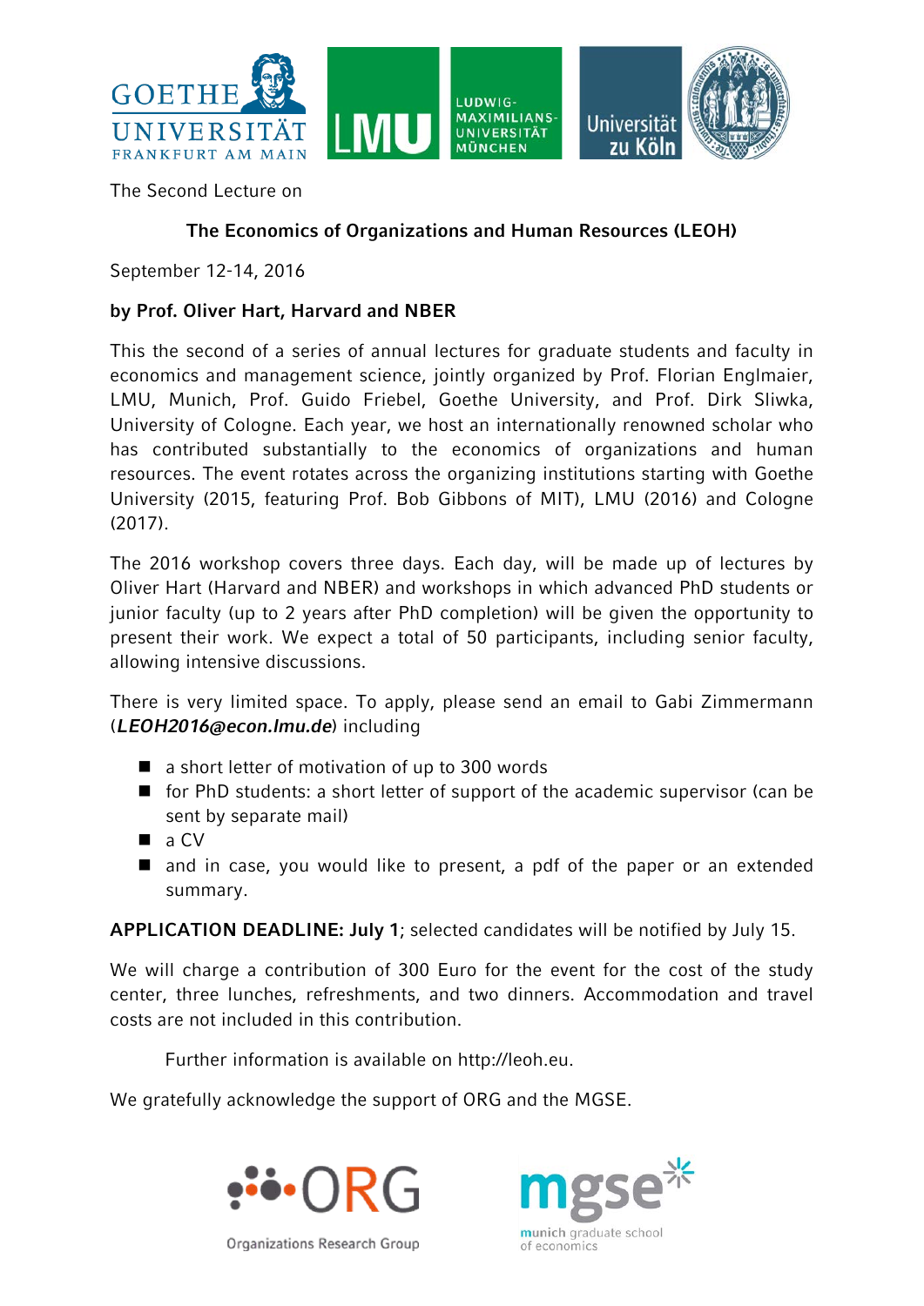The Second Lecture on

## The Economics of Organizations and Human Resources (LEOH)

September 12-14, 2016

**by Prof. Oliver Hart, Harvard and NBER**

This the second of a series of annual lectures for graduate students and faculty in economics and management science, jointly organized by Prof. Florian Englmaier, LMU, Munich, Prof. Guido Friebel, Goethe University, and Prof. Dirk Sliwka, University of Cologne. Each year, we host an internationally renowned scholar who has contributed substantially to the economics of organizations and human resources. The event rotates across the organizing institutions starting with Goethe University (2015, featuring Prof. Bob Gibbons of MIT), LMU (2016) and Cologne (2017).

The 2016 workshop covers three days. Each day, will be made up of lectures by Oliver Hart (Harvard and NBER) and workshops in which advanced PhD students or junior faculty (up to 2 years after PhD completion) will be given the opportunity to present their work. We expect a total of 50 participants, including senior faculty, allowing intensive discussions.

There is very limited space. To apply, please send an email to Gabi Zimmermann (***LEOH2016@econ.lmu.de***) including

- a short letter of motivation of up to 300 words
- for PhD students: a short letter of support of the academic supervisor (can be sent by separate mail)
- a CV
- and in case, you would like to present, a pdf of the paper or an extended summary.

**APPLICATION DEADLINE: July 1**; selected candidates will be notified by July 15.

We will charge a contribution of 300 Euro for the event for the cost of the study center, three lunches, refreshments, and two dinners. Accommodation and travel costs are not included in this contribution.

Further information is available on http://leoh.eu.

We gratefully acknowledge the support of ORG and the MGSE.

Organizations Research Group

munich graduate school of economics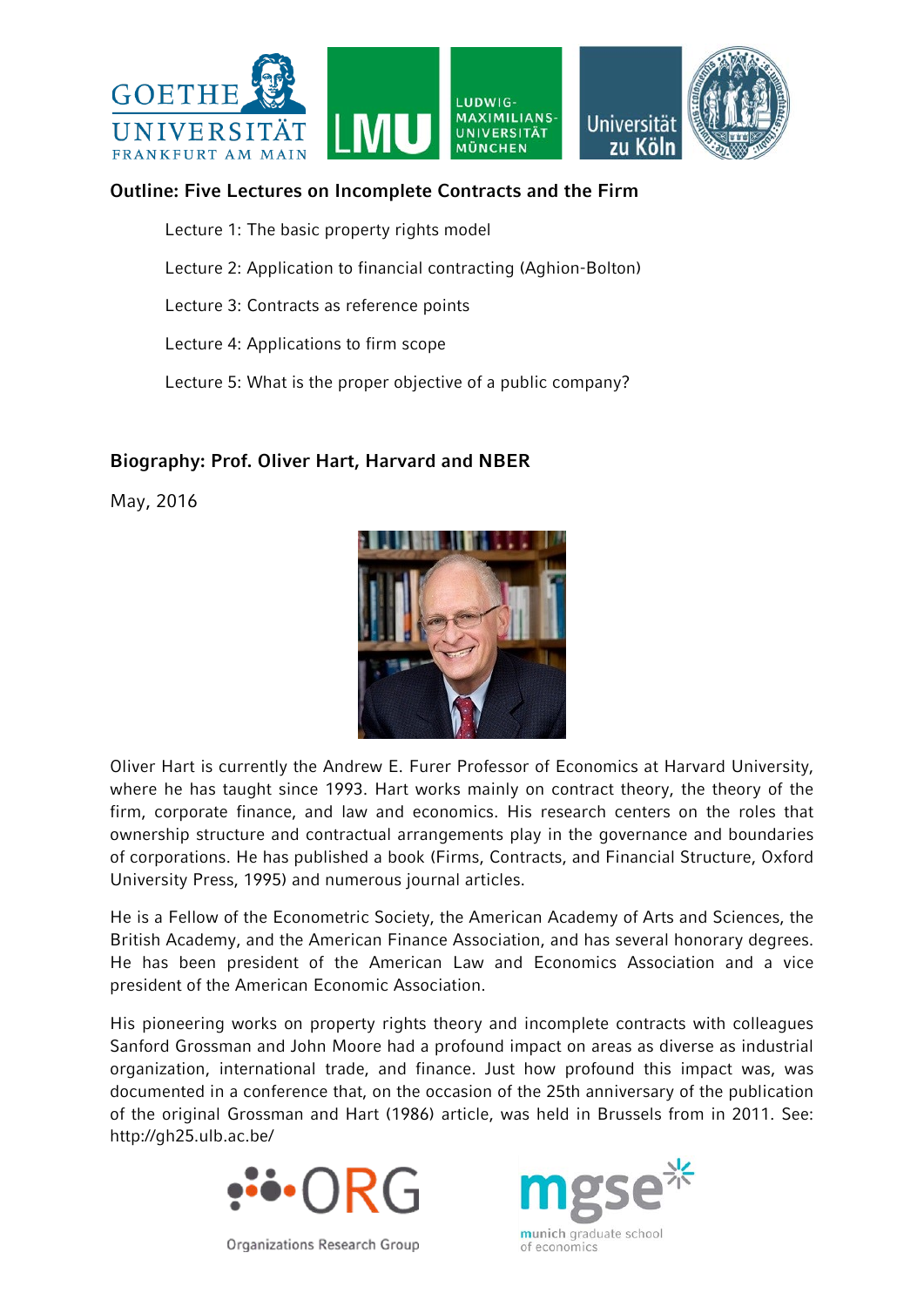## Outline: Five Lectures on Incomplete Contracts and the Firm

Lecture 1: The basic property rights model

Lecture 2: Application to financial contracting (Aghion-Bolton)

Lecture 3: Contracts as reference points

Lecture 4: Applications to firm scope

Lecture 5: What is the proper objective of a public company?

## Biography: Prof. Oliver Hart, Harvard and NBER

May, 2016

Oliver Hart is currently the Andrew E. Furer Professor of Economics at Harvard University, where he has taught since 1993. Hart works mainly on contract theory, the theory of the firm, corporate finance, and law and economics. His research centers on the roles that ownership structure and contractual arrangements play in the governance and boundaries of corporations. He has published a book (Firms, Contracts, and Financial Structure, Oxford University Press, 1995) and numerous journal articles.

He is a Fellow of the Econometric Society, the American Academy of Arts and Sciences, the British Academy, and the American Finance Association, and has several honorary degrees. He has been president of the American Law and Economics Association and a vice president of the American Economic Association.

His pioneering works on property rights theory and incomplete contracts with colleagues Sanford Grossman and John Moore had a profound impact on areas as diverse as industrial organization, international trade, and finance. Just how profound this impact was, was documented in a conference that, on the occasion of the 25th anniversary of the publication of the original Grossman and Hart (1986) article, was held in Brussels from in 2011. See: http://gh25.ulb.ac.be/

Organizations Research Group

munich graduate school of economics